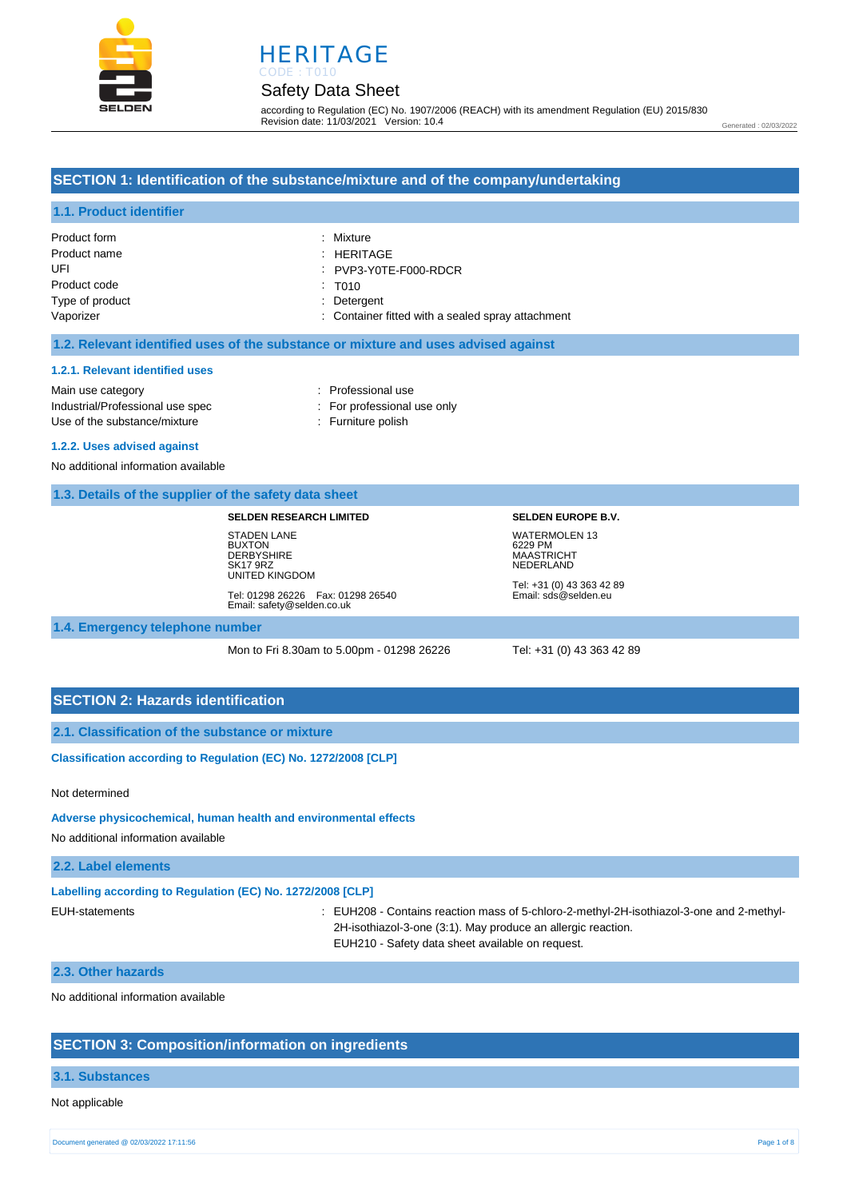# HERITAGE

CODE : T010

Safety Data Sheet

according to Regulation (EC) No. 1907/2006 (REACH) with its amendment Regulation (EU) 2015/830
Revision date: 11/03/2021 Version: 10.4

Generated : 02/03/2022

## SECTION 1: Identification of the substance/mixture and of the company/undertaking

### 1.1. Product identifier

| | |
|---|---|
| Product form | : Mixture |
| Product name | : HERITAGE |
| UFI | : PVP3-Y0TE-F000-RDCR |
| Product code | : T010 |
| Type of product | : Detergent |
| Vaporizer | : Container fitted with a sealed spray attachment |

### 1.2. Relevant identified uses of the substance or mixture and uses advised against

#### 1.2.1. Relevant identified uses

| | |
|---|---|
| Main use category | : Professional use |
| Industrial/Professional use spec | : For professional use only |
| Use of the substance/mixture | : Furniture polish |

#### 1.2.2. Uses advised against

No additional information available

### 1.3. Details of the supplier of the safety data sheet

**SELDEN RESEARCH LIMITED**

STADEN LANE
BUXTON
DERBYSHIRE
SK17 9RZ
UNITED KINGDOM

Tel: 01298 26226 Fax: 01298 26540
Email: safety@selden.co.uk

**SELDEN EUROPE B.V.**

WATERMOLEN 13
6229 PM
MAASTRICHT
NEDERLAND

Tel: +31 (0) 43 363 42 89
Email: sds@selden.eu

### 1.4. Emergency telephone number

Mon to Fri 8.30am to 5.00pm - 01298 26226

Tel: +31 (0) 43 363 42 89

## SECTION 2: Hazards identification

### 2.1. Classification of the substance or mixture

**Classification according to Regulation (EC) No. 1272/2008 [CLP]**

Not determined

**Adverse physicochemical, human health and environmental effects**

No additional information available

### 2.2. Label elements

**Labelling according to Regulation (EC) No. 1272/2008 [CLP]**

EUH-statements : EUH208 - Contains reaction mass of 5-chloro-2-methyl-2H-isothiazol-3-one and 2-methyl-2H-isothiazol-3-one (3:1). May produce an allergic reaction.
EUH210 - Safety data sheet available on request.

### 2.3. Other hazards

No additional information available

## SECTION 3: Composition/information on ingredients

### 3.1. Substances

Not applicable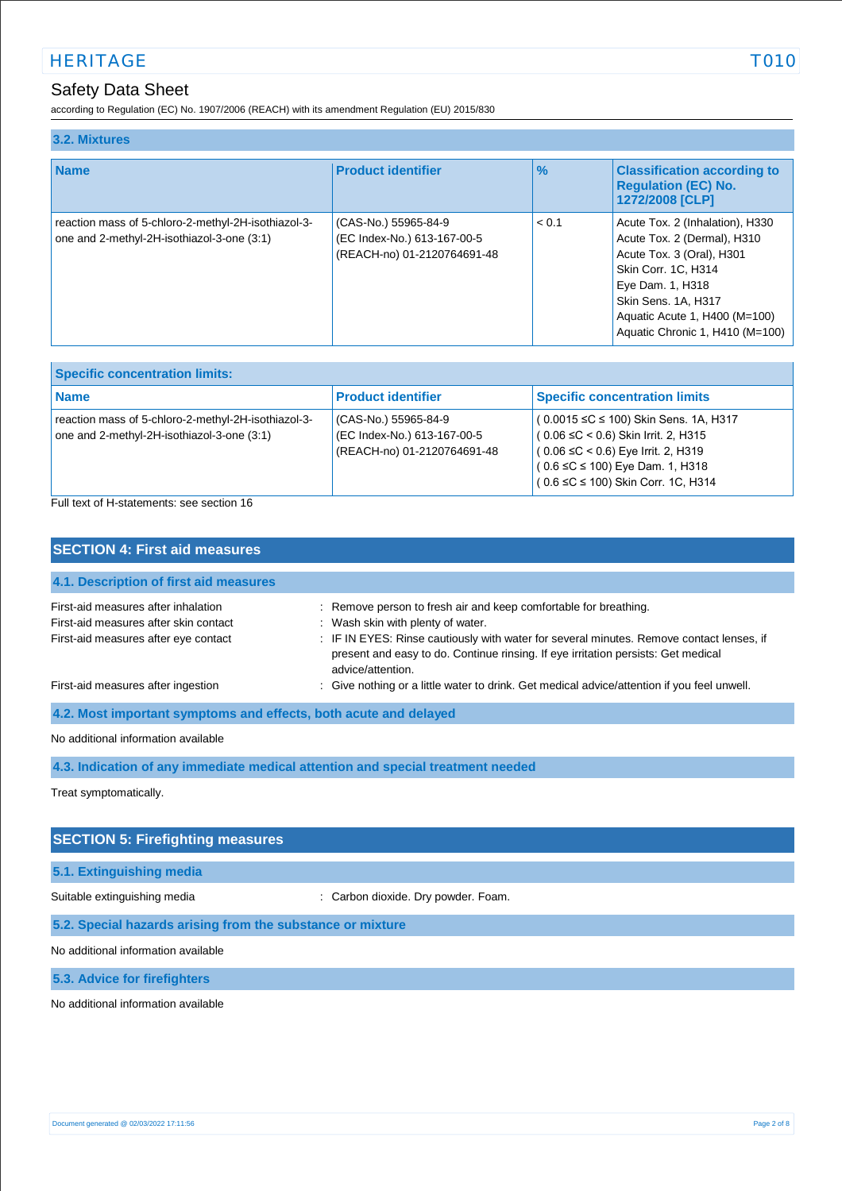### 3.2. Mixtures

| Name | Product identifier | % | Classification according to Regulation (EC) No. 1272/2008 [CLP] |
|---|---|---|---|
| reaction mass of 5-chloro-2-methyl-2H-isothiazol-3-one and 2-methyl-2H-isothiazol-3-one (3:1) | (CAS-No.) 55965-84-9<br>(EC Index-No.) 613-167-00-5<br>(REACH-no) 01-2120764691-48 | < 0.1 | Acute Tox. 2 (Inhalation), H330<br>Acute Tox. 2 (Dermal), H310<br>Acute Tox. 3 (Oral), H301<br>Skin Corr. 1C, H314<br>Eye Dam. 1, H318<br>Skin Sens. 1A, H317<br>Aquatic Acute 1, H400 (M=100)<br>Aquatic Chronic 1, H410 (M=100) |

| Specific concentration limits: | | |
|---|---|---|
| **Name** | **Product identifier** | **Specific concentration limits** |
| reaction mass of 5-chloro-2-methyl-2H-isothiazol-3-one and 2-methyl-2H-isothiazol-3-one (3:1) | (CAS-No.) 55965-84-9<br>(EC Index-No.) 613-167-00-5<br>(REACH-no) 01-2120764691-48 | ( 0.0015 ≤C ≤ 100) Skin Sens. 1A, H317<br>( 0.06 ≤C < 0.6) Skin Irrit. 2, H315<br>( 0.06 ≤C < 0.6) Eye Irrit. 2, H319<br>( 0.6 ≤C ≤ 100) Eye Dam. 1, H318<br>( 0.6 ≤C ≤ 100) Skin Corr. 1C, H314 |

Full text of H-statements: see section 16

## SECTION 4: First aid measures

### 4.1. Description of first aid measures

First-aid measures after inhalation : Remove person to fresh air and keep comfortable for breathing.

First-aid measures after skin contact : Wash skin with plenty of water.

First-aid measures after eye contact : IF IN EYES: Rinse cautiously with water for several minutes. Remove contact lenses, if present and easy to do. Continue rinsing. If eye irritation persists: Get medical advice/attention.

First-aid measures after ingestion : Give nothing or a little water to drink. Get medical advice/attention if you feel unwell.

### 4.2. Most important symptoms and effects, both acute and delayed

No additional information available

### 4.3. Indication of any immediate medical attention and special treatment needed

Treat symptomatically.

## SECTION 5: Firefighting measures

### 5.1. Extinguishing media

Suitable extinguishing media : Carbon dioxide. Dry powder. Foam.

### 5.2. Special hazards arising from the substance or mixture

No additional information available

### 5.3. Advice for firefighters

No additional information available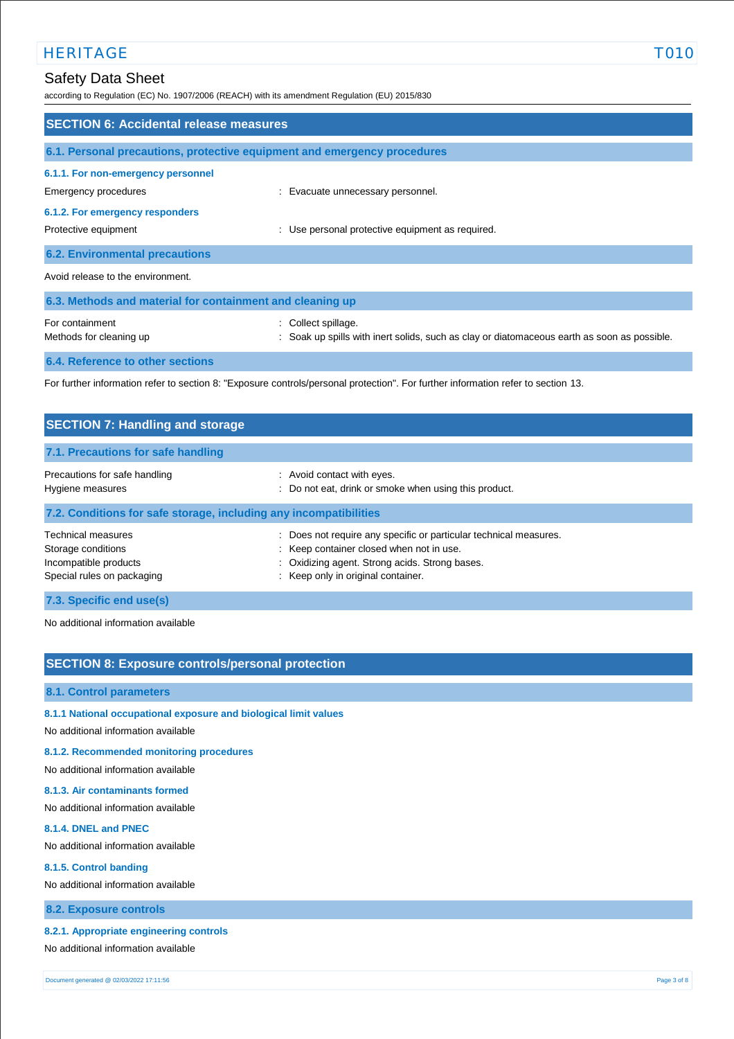## SECTION 6: Accidental release measures

### 6.1. Personal precautions, protective equipment and emergency procedures

#### 6.1.1. For non-emergency personnel

Emergency procedures : Evacuate unnecessary personnel.

#### 6.1.2. For emergency responders

Protective equipment : Use personal protective equipment as required.

### 6.2. Environmental precautions

Avoid release to the environment.

### 6.3. Methods and material for containment and cleaning up

For containment : Collect spillage.

Methods for cleaning up : Soak up spills with inert solids, such as clay or diatomaceous earth as soon as possible.

### 6.4. Reference to other sections

For further information refer to section 8: "Exposure controls/personal protection". For further information refer to section 13.

## SECTION 7: Handling and storage

### 7.1. Precautions for safe handling

Precautions for safe handling : Avoid contact with eyes.

Hygiene measures : Do not eat, drink or smoke when using this product.

### 7.2. Conditions for safe storage, including any incompatibilities

Technical measures : Does not require any specific or particular technical measures.

Storage conditions : Keep container closed when not in use.

Incompatible products : Oxidizing agent. Strong acids. Strong bases.

Special rules on packaging : Keep only in original container.

### 7.3. Specific end use(s)

No additional information available

## SECTION 8: Exposure controls/personal protection

### 8.1. Control parameters

#### 8.1.1 National occupational exposure and biological limit values

No additional information available

#### 8.1.2. Recommended monitoring procedures

No additional information available

#### 8.1.3. Air contaminants formed

No additional information available

#### 8.1.4. DNEL and PNEC

No additional information available

#### 8.1.5. Control banding

No additional information available

### 8.2. Exposure controls

#### 8.2.1. Appropriate engineering controls

No additional information available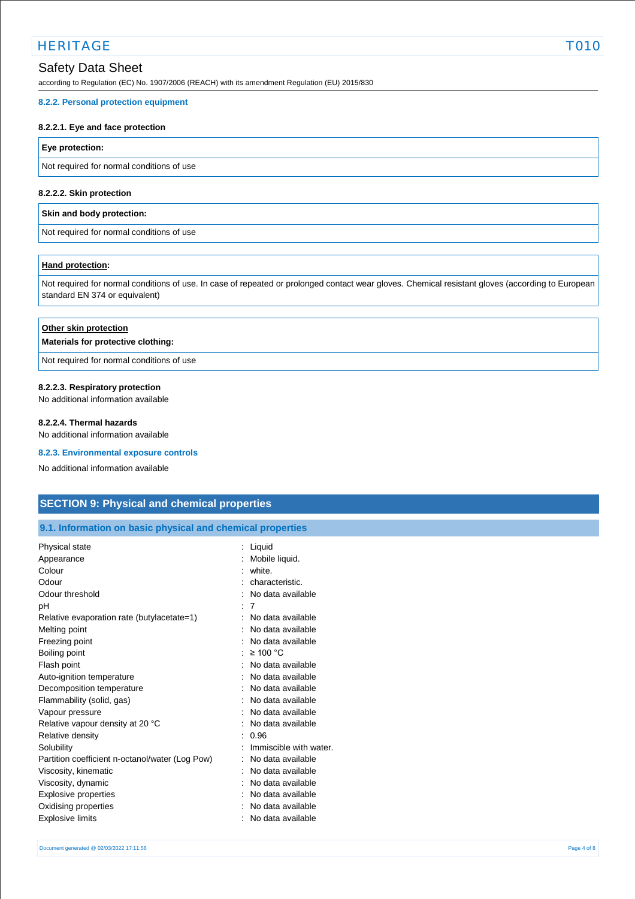#### 8.2.2. Personal protection equipment

##### 8.2.2.1. Eye and face protection

| Eye protection: |
| --- |
| Not required for normal conditions of use |

##### 8.2.2.2. Skin protection

| Skin and body protection: |
| --- |
| Not required for normal conditions of use |

| Hand protection: |
| --- |
| Not required for normal conditions of use. In case of repeated or prolonged contact wear gloves. Chemical resistant gloves (according to European standard EN 374 or equivalent) |

| Other skin protection<br>Materials for protective clothing: |
| --- |
| Not required for normal conditions of use |

##### 8.2.2.3. Respiratory protection

No additional information available

##### 8.2.2.4. Thermal hazards

No additional information available

#### 8.2.3. Environmental exposure controls

No additional information available

## SECTION 9: Physical and chemical properties

### 9.1. Information on basic physical and chemical properties

| Property | Value |
| --- | --- |
| Physical state | Liquid |
| Appearance | Mobile liquid. |
| Colour | white. |
| Odour | characteristic. |
| Odour threshold | No data available |
| pH | 7 |
| Relative evaporation rate (butylacetate=1) | No data available |
| Melting point | No data available |
| Freezing point | No data available |
| Boiling point | ≥ 100 °C |
| Flash point | No data available |
| Auto-ignition temperature | No data available |
| Decomposition temperature | No data available |
| Flammability (solid, gas) | No data available |
| Vapour pressure | No data available |
| Relative vapour density at 20 °C | No data available |
| Relative density | 0.96 |
| Solubility | Immiscible with water. |
| Partition coefficient n-octanol/water (Log Pow) | No data available |
| Viscosity, kinematic | No data available |
| Viscosity, dynamic | No data available |
| Explosive properties | No data available |
| Oxidising properties | No data available |
| Explosive limits | No data available |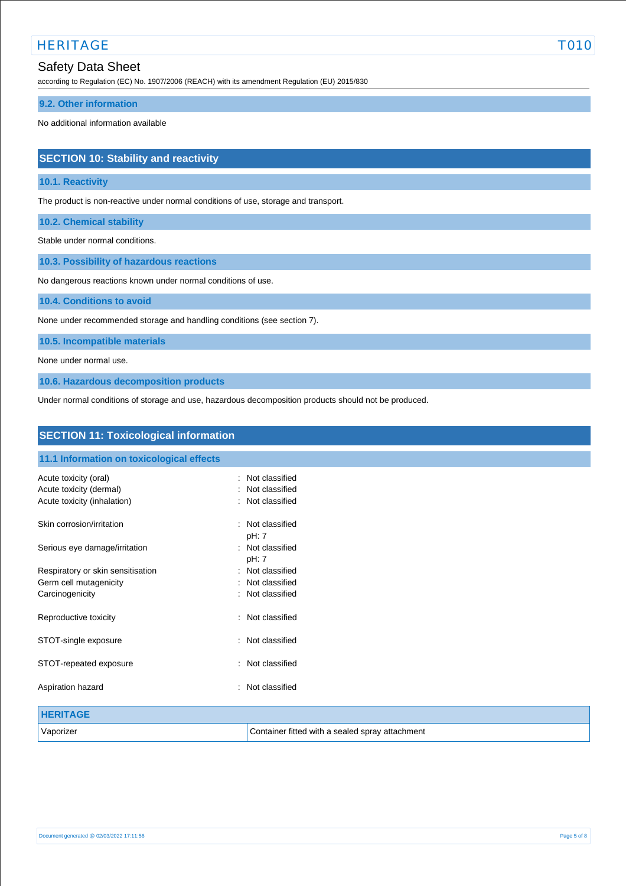### 9.2. Other information

No additional information available

## SECTION 10: Stability and reactivity

### 10.1. Reactivity

The product is non-reactive under normal conditions of use, storage and transport.

### 10.2. Chemical stability

Stable under normal conditions.

### 10.3. Possibility of hazardous reactions

No dangerous reactions known under normal conditions of use.

### 10.4. Conditions to avoid

None under recommended storage and handling conditions (see section 7).

### 10.5. Incompatible materials

None under normal use.

### 10.6. Hazardous decomposition products

Under normal conditions of storage and use, hazardous decomposition products should not be produced.

## SECTION 11: Toxicological information

### 11.1 Information on toxicological effects

Acute toxicity (oral) : Not classified
Acute toxicity (dermal) : Not classified
Acute toxicity (inhalation) : Not classified

Skin corrosion/irritation : Not classified
pH: 7

Serious eye damage/irritation : Not classified
pH: 7

Respiratory or skin sensitisation : Not classified
Germ cell mutagenicity : Not classified
Carcinogenicity : Not classified

Reproductive toxicity : Not classified

STOT-single exposure : Not classified

STOT-repeated exposure : Not classified

Aspiration hazard : Not classified

| HERITAGE | |
|---|---|
| Vaporizer | Container fitted with a sealed spray attachment |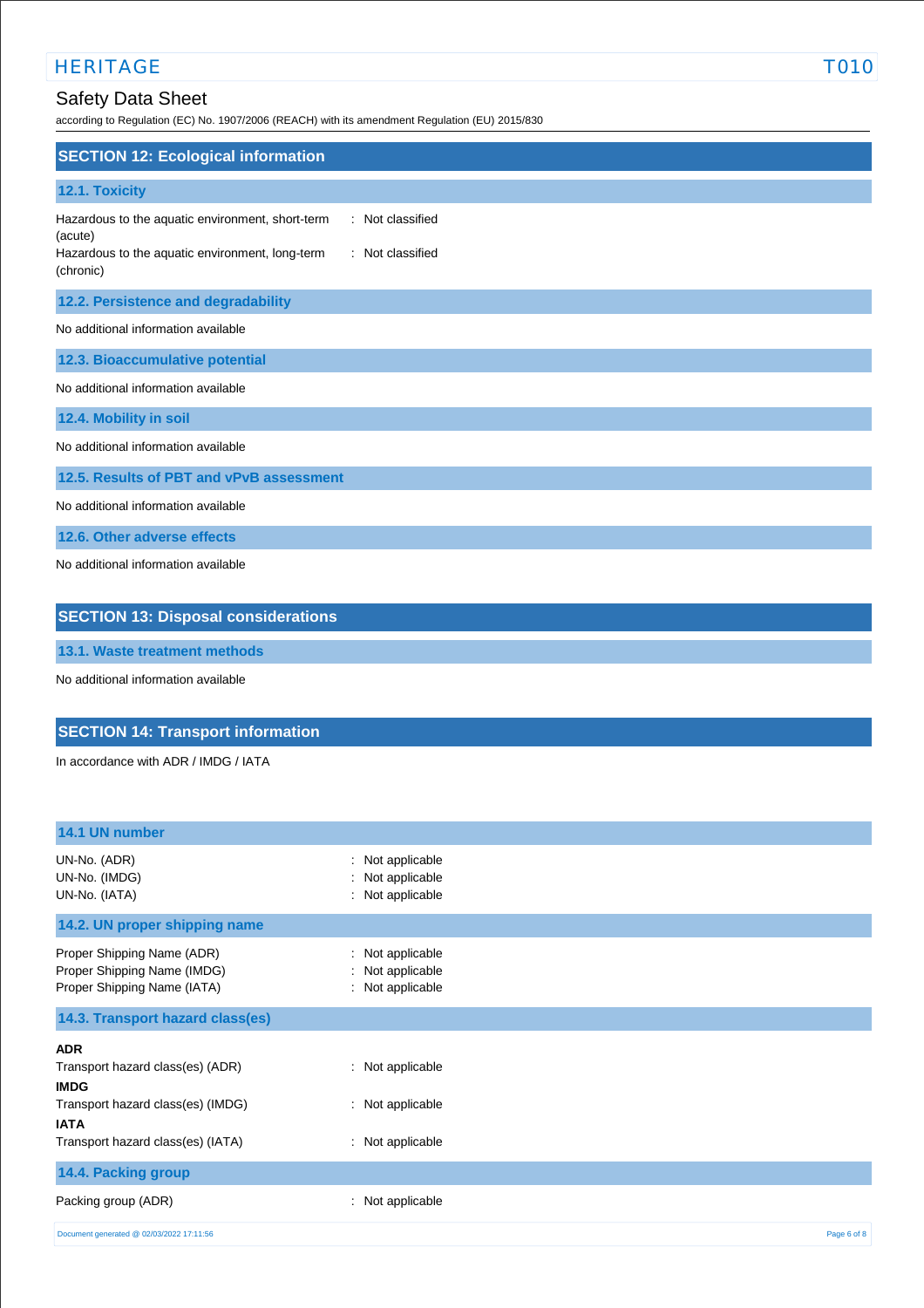## SECTION 12: Ecological information

### 12.1. Toxicity

| | |
|---|---|
| Hazardous to the aquatic environment, short-term (acute) | : Not classified |
| Hazardous to the aquatic environment, long-term (chronic) | : Not classified |

### 12.2. Persistence and degradability

No additional information available

### 12.3. Bioaccumulative potential

No additional information available

### 12.4. Mobility in soil

No additional information available

### 12.5. Results of PBT and vPvB assessment

No additional information available

### 12.6. Other adverse effects

No additional information available

## SECTION 13: Disposal considerations

### 13.1. Waste treatment methods

No additional information available

## SECTION 14: Transport information

In accordance with ADR / IMDG / IATA

### 14.1 UN number

| | |
|---|---|
| UN-No. (ADR) | : Not applicable |
| UN-No. (IMDG) | : Not applicable |
| UN-No. (IATA) | : Not applicable |

### 14.2. UN proper shipping name

| | |
|---|---|
| Proper Shipping Name (ADR) | : Not applicable |
| Proper Shipping Name (IMDG) | : Not applicable |
| Proper Shipping Name (IATA) | : Not applicable |

### 14.3. Transport hazard class(es)

**ADR**

Transport hazard class(es) (ADR) : Not applicable

**IMDG**

Transport hazard class(es) (IMDG) : Not applicable

**IATA**

Transport hazard class(es) (IATA) : Not applicable

### 14.4. Packing group

Packing group (ADR) : Not applicable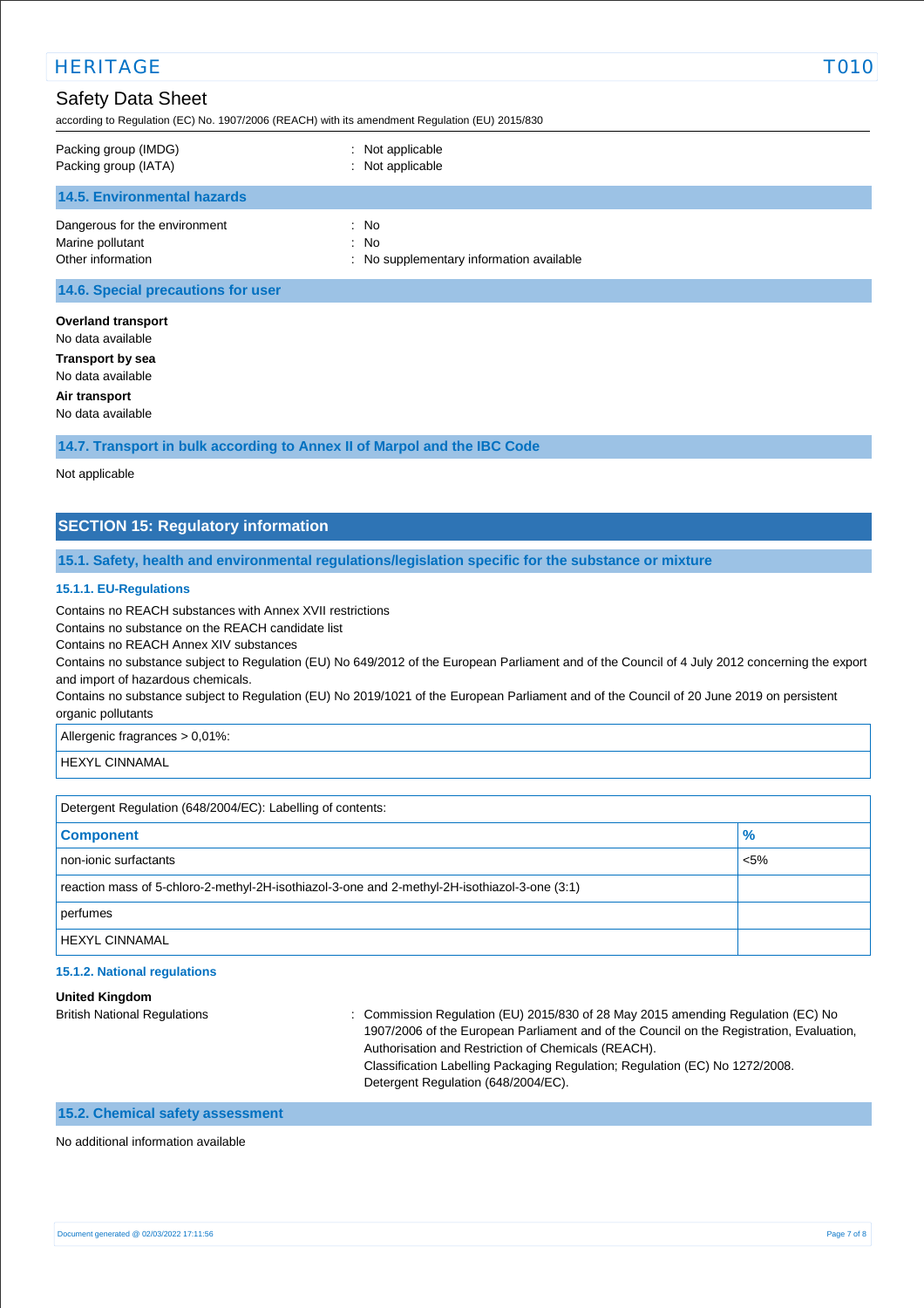| | |
|---|---|
| Packing group (IMDG) | : Not applicable |
| Packing group (IATA) | : Not applicable |

### 14.5. Environmental hazards

| | |
|---|---|
| Dangerous for the environment | : No |
| Marine pollutant | : No |
| Other information | : No supplementary information available |

### 14.6. Special precautions for user

**Overland transport**

No data available

**Transport by sea**

No data available

**Air transport**

No data available

### 14.7. Transport in bulk according to Annex II of Marpol and the IBC Code

Not applicable

## SECTION 15: Regulatory information

### 15.1. Safety, health and environmental regulations/legislation specific for the substance or mixture

#### 15.1.1. EU-Regulations

Contains no REACH substances with Annex XVII restrictions
Contains no substance on the REACH candidate list
Contains no REACH Annex XIV substances
Contains no substance subject to Regulation (EU) No 649/2012 of the European Parliament and of the Council of 4 July 2012 concerning the export and import of hazardous chemicals.
Contains no substance subject to Regulation (EU) No 2019/1021 of the European Parliament and of the Council of 20 June 2019 on persistent organic pollutants

| Allergenic fragrances > 0,01%: |
|---|
| HEXYL CINNAMAL |

| Detergent Regulation (648/2004/EC): Labelling of contents: | |
|---|---|
| **Component** | **%** |
| non-ionic surfactants | <5% |
| reaction mass of 5-chloro-2-methyl-2H-isothiazol-3-one and 2-methyl-2H-isothiazol-3-one (3:1) | |
| perfumes | |
| HEXYL CINNAMAL | |

#### 15.1.2. National regulations

**United Kingdom**

| | |
|---|---|
| British National Regulations | : Commission Regulation (EU) 2015/830 of 28 May 2015 amending Regulation (EC) No 1907/2006 of the European Parliament and of the Council on the Registration, Evaluation, Authorisation and Restriction of Chemicals (REACH). Classification Labelling Packaging Regulation; Regulation (EC) No 1272/2008. Detergent Regulation (648/2004/EC). |

### 15.2. Chemical safety assessment

No additional information available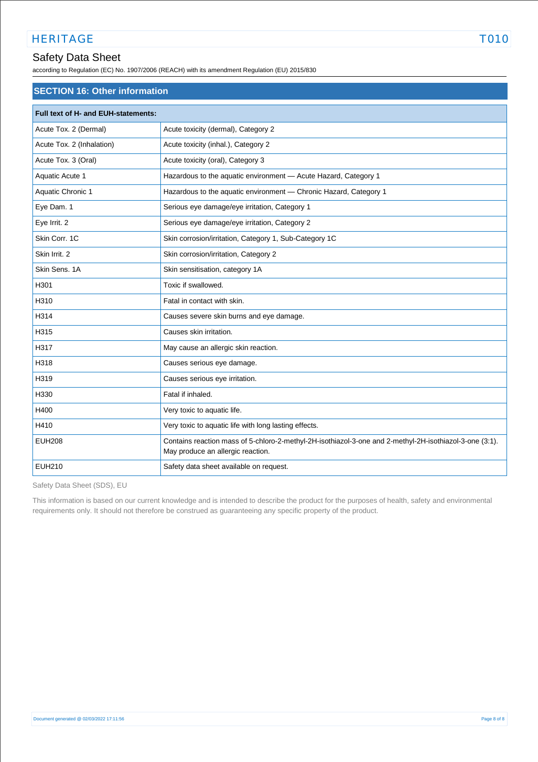## SECTION 16: Other information

| Full text of H- and EUH-statements: | |
|---|---|
| Acute Tox. 2 (Dermal) | Acute toxicity (dermal), Category 2 |
| Acute Tox. 2 (Inhalation) | Acute toxicity (inhal.), Category 2 |
| Acute Tox. 3 (Oral) | Acute toxicity (oral), Category 3 |
| Aquatic Acute 1 | Hazardous to the aquatic environment — Acute Hazard, Category 1 |
| Aquatic Chronic 1 | Hazardous to the aquatic environment — Chronic Hazard, Category 1 |
| Eye Dam. 1 | Serious eye damage/eye irritation, Category 1 |
| Eye Irrit. 2 | Serious eye damage/eye irritation, Category 2 |
| Skin Corr. 1C | Skin corrosion/irritation, Category 1, Sub-Category 1C |
| Skin Irrit. 2 | Skin corrosion/irritation, Category 2 |
| Skin Sens. 1A | Skin sensitisation, category 1A |
| H301 | Toxic if swallowed. |
| H310 | Fatal in contact with skin. |
| H314 | Causes severe skin burns and eye damage. |
| H315 | Causes skin irritation. |
| H317 | May cause an allergic skin reaction. |
| H318 | Causes serious eye damage. |
| H319 | Causes serious eye irritation. |
| H330 | Fatal if inhaled. |
| H400 | Very toxic to aquatic life. |
| H410 | Very toxic to aquatic life with long lasting effects. |
| EUH208 | Contains reaction mass of 5-chloro-2-methyl-2H-isothiazol-3-one and 2-methyl-2H-isothiazol-3-one (3:1). May produce an allergic reaction. |
| EUH210 | Safety data sheet available on request. |

Safety Data Sheet (SDS), EU

This information is based on our current knowledge and is intended to describe the product for the purposes of health, safety and environmental requirements only. It should not therefore be construed as guaranteeing any specific property of the product.